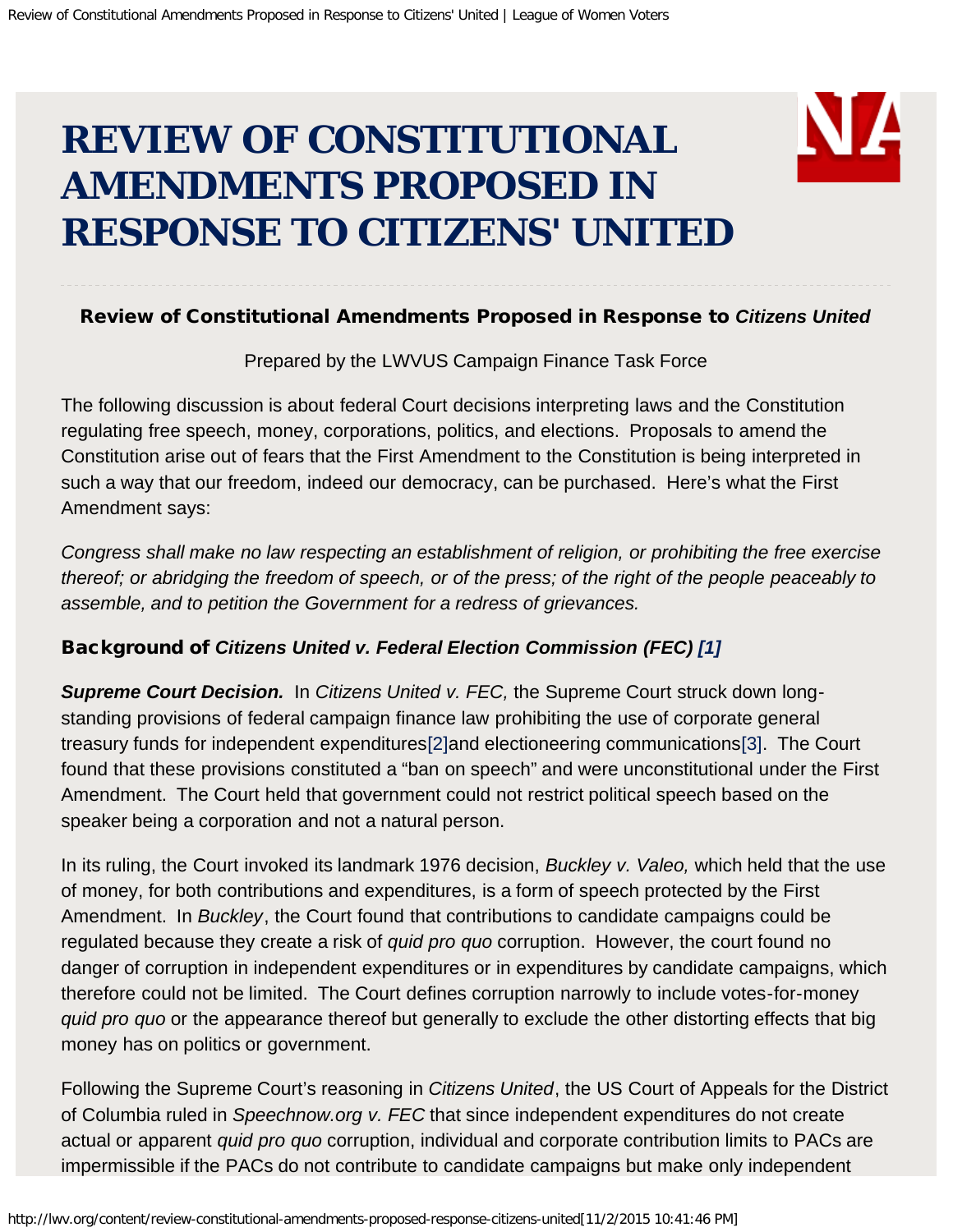# REVIEW OF CONSTITUTIONAL AMENDMENTS PROPOSED IN RESPONSE TO CITIZENS' UNITED

### Review of Constitutional Amendments Proposed in Response to *Citizens United*

Prepared by the LWVUS Campaign Finance Task Force

The following discussion is about federal Court decisions interpreting laws and the Constitution regulating free speech, money, corporations, politics, and elections. Proposals to amend the Constitution arise out of fears that the First Amendment to the Constitution is being interpreted in such a way that our freedom, indeed our democracy, can be purchased. Here's what the First Amendment says:

*Congress shall make no law respecting an establishment of religion, or prohibiting the free exercise thereof; or abridging the freedom of speech, or of the press; of the right of the people peaceably to assemble, and to petition the Government for a redress of grievances.*

### Background of *Citizens United v. Federal Election Commission (FEC)* [1]

***Supreme Court Decision.*** In *Citizens United v. FEC,* the Supreme Court struck down long-standing provisions of federal campaign finance law prohibiting the use of corporate general treasury funds for independent expenditures[2]and electioneering communications[3]. The Court found that these provisions constituted a "ban on speech" and were unconstitutional under the First Amendment. The Court held that government could not restrict political speech based on the speaker being a corporation and not a natural person.

In its ruling, the Court invoked its landmark 1976 decision, *Buckley v. Valeo,* which held that the use of money, for both contributions and expenditures, is a form of speech protected by the First Amendment. In *Buckley*, the Court found that contributions to candidate campaigns could be regulated because they create a risk of *quid pro quo* corruption. However, the court found no danger of corruption in independent expenditures or in expenditures by candidate campaigns, which therefore could not be limited. The Court defines corruption narrowly to include votes-for-money *quid pro quo* or the appearance thereof but generally to exclude the other distorting effects that big money has on politics or government.

Following the Supreme Court's reasoning in *Citizens United*, the US Court of Appeals for the District of Columbia ruled in *Speechnow.org v. FEC* that since independent expenditures do not create actual or apparent *quid pro quo* corruption, individual and corporate contribution limits to PACs are impermissible if the PACs do not contribute to candidate campaigns but make only independent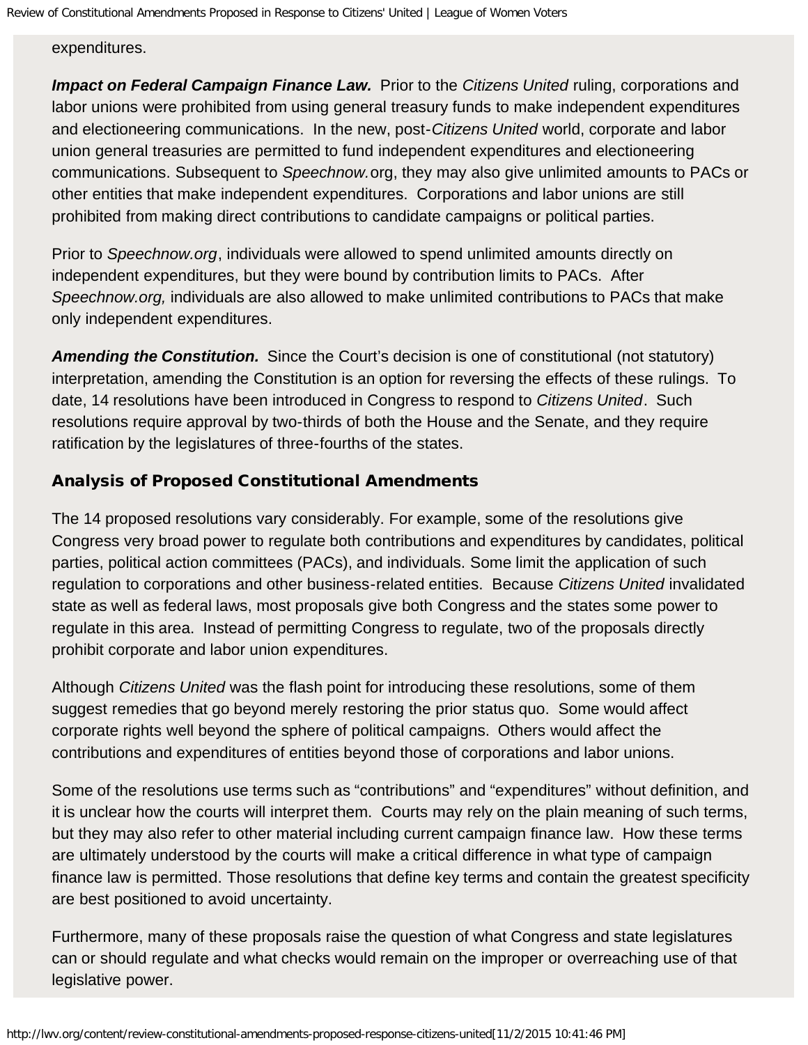expenditures.

***Impact on Federal Campaign Finance Law.*** Prior to the *Citizens United* ruling, corporations and labor unions were prohibited from using general treasury funds to make independent expenditures and electioneering communications. In the new, post-*Citizens United* world, corporate and labor union general treasuries are permitted to fund independent expenditures and electioneering communications. Subsequent to *Speechnow.*org, they may also give unlimited amounts to PACs or other entities that make independent expenditures. Corporations and labor unions are still prohibited from making direct contributions to candidate campaigns or political parties.

Prior to *Speechnow.org*, individuals were allowed to spend unlimited amounts directly on independent expenditures, but they were bound by contribution limits to PACs. After *Speechnow.org,* individuals are also allowed to make unlimited contributions to PACs that make only independent expenditures.

***Amending the Constitution.*** Since the Court's decision is one of constitutional (not statutory) interpretation, amending the Constitution is an option for reversing the effects of these rulings. To date, 14 resolutions have been introduced in Congress to respond to *Citizens United*. Such resolutions require approval by two-thirds of both the House and the Senate, and they require ratification by the legislatures of three-fourths of the states.

### Analysis of Proposed Constitutional Amendments

The 14 proposed resolutions vary considerably. For example, some of the resolutions give Congress very broad power to regulate both contributions and expenditures by candidates, political parties, political action committees (PACs), and individuals. Some limit the application of such regulation to corporations and other business-related entities. Because *Citizens United* invalidated state as well as federal laws, most proposals give both Congress and the states some power to regulate in this area. Instead of permitting Congress to regulate, two of the proposals directly prohibit corporate and labor union expenditures.

Although *Citizens United* was the flash point for introducing these resolutions, some of them suggest remedies that go beyond merely restoring the prior status quo. Some would affect corporate rights well beyond the sphere of political campaigns. Others would affect the contributions and expenditures of entities beyond those of corporations and labor unions.

Some of the resolutions use terms such as "contributions" and "expenditures" without definition, and it is unclear how the courts will interpret them. Courts may rely on the plain meaning of such terms, but they may also refer to other material including current campaign finance law. How these terms are ultimately understood by the courts will make a critical difference in what type of campaign finance law is permitted. Those resolutions that define key terms and contain the greatest specificity are best positioned to avoid uncertainty.

Furthermore, many of these proposals raise the question of what Congress and state legislatures can or should regulate and what checks would remain on the improper or overreaching use of that legislative power.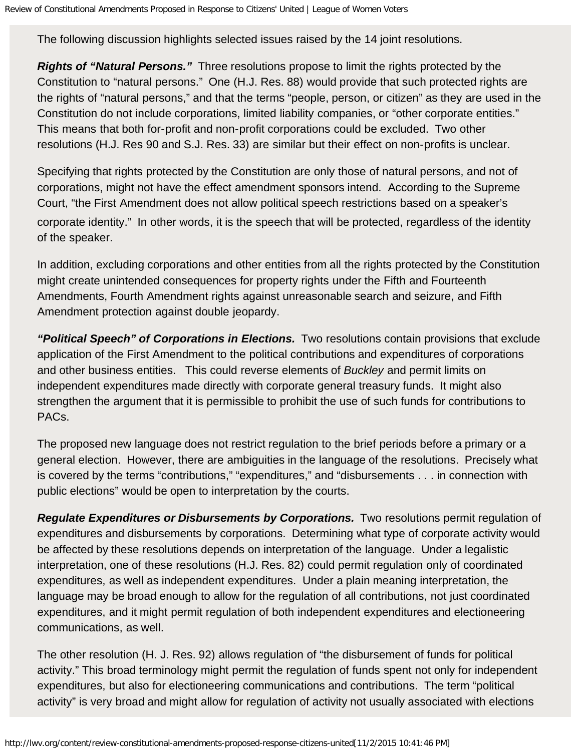The following discussion highlights selected issues raised by the 14 joint resolutions.

***Rights of "Natural Persons."*** Three resolutions propose to limit the rights protected by the Constitution to "natural persons." One (H.J. Res. 88) would provide that such protected rights are the rights of "natural persons," and that the terms "people, person, or citizen" as they are used in the Constitution do not include corporations, limited liability companies, or "other corporate entities." This means that both for-profit and non-profit corporations could be excluded. Two other resolutions (H.J. Res 90 and S.J. Res. 33) are similar but their effect on non-profits is unclear.

Specifying that rights protected by the Constitution are only those of natural persons, and not of corporations, might not have the effect amendment sponsors intend. According to the Supreme Court, "the First Amendment does not allow political speech restrictions based on a speaker's corporate identity." In other words, it is the speech that will be protected, regardless of the identity of the speaker.

In addition, excluding corporations and other entities from all the rights protected by the Constitution might create unintended consequences for property rights under the Fifth and Fourteenth Amendments, Fourth Amendment rights against unreasonable search and seizure, and Fifth Amendment protection against double jeopardy.

***"Political Speech" of Corporations in Elections.*** Two resolutions contain provisions that exclude application of the First Amendment to the political contributions and expenditures of corporations and other business entities. This could reverse elements of *Buckley* and permit limits on independent expenditures made directly with corporate general treasury funds. It might also strengthen the argument that it is permissible to prohibit the use of such funds for contributions to PACs.

The proposed new language does not restrict regulation to the brief periods before a primary or a general election. However, there are ambiguities in the language of the resolutions. Precisely what is covered by the terms "contributions," "expenditures," and "disbursements . . . in connection with public elections" would be open to interpretation by the courts.

***Regulate Expenditures or Disbursements by Corporations.*** Two resolutions permit regulation of expenditures and disbursements by corporations. Determining what type of corporate activity would be affected by these resolutions depends on interpretation of the language. Under a legalistic interpretation, one of these resolutions (H.J. Res. 82) could permit regulation only of coordinated expenditures, as well as independent expenditures. Under a plain meaning interpretation, the language may be broad enough to allow for the regulation of all contributions, not just coordinated expenditures, and it might permit regulation of both independent expenditures and electioneering communications, as well.

The other resolution (H. J. Res. 92) allows regulation of "the disbursement of funds for political activity." This broad terminology might permit the regulation of funds spent not only for independent expenditures, but also for electioneering communications and contributions. The term "political activity" is very broad and might allow for regulation of activity not usually associated with elections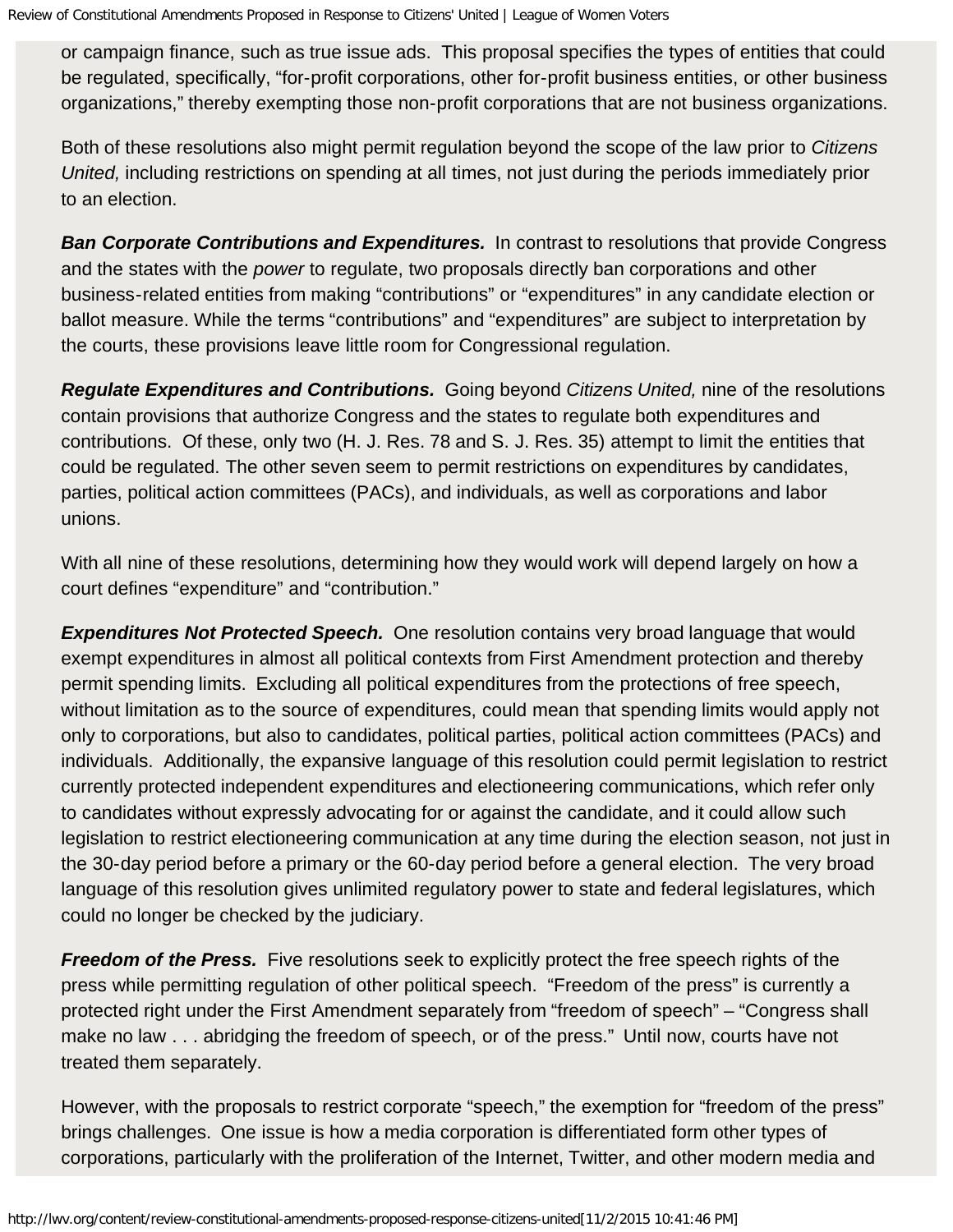or campaign finance, such as true issue ads. This proposal specifies the types of entities that could be regulated, specifically, "for-profit corporations, other for-profit business entities, or other business organizations," thereby exempting those non-profit corporations that are not business organizations.

Both of these resolutions also might permit regulation beyond the scope of the law prior to *Citizens United,* including restrictions on spending at all times, not just during the periods immediately prior to an election.

***Ban Corporate Contributions and Expenditures.*** In contrast to resolutions that provide Congress and the states with the *power* to regulate, two proposals directly ban corporations and other business-related entities from making "contributions" or "expenditures" in any candidate election or ballot measure. While the terms "contributions" and "expenditures" are subject to interpretation by the courts, these provisions leave little room for Congressional regulation.

***Regulate Expenditures and Contributions.*** Going beyond *Citizens United,* nine of the resolutions contain provisions that authorize Congress and the states to regulate both expenditures and contributions. Of these, only two (H. J. Res. 78 and S. J. Res. 35) attempt to limit the entities that could be regulated. The other seven seem to permit restrictions on expenditures by candidates, parties, political action committees (PACs), and individuals, as well as corporations and labor unions.

With all nine of these resolutions, determining how they would work will depend largely on how a court defines "expenditure" and "contribution."

***Expenditures Not Protected Speech.*** One resolution contains very broad language that would exempt expenditures in almost all political contexts from First Amendment protection and thereby permit spending limits. Excluding all political expenditures from the protections of free speech, without limitation as to the source of expenditures, could mean that spending limits would apply not only to corporations, but also to candidates, political parties, political action committees (PACs) and individuals. Additionally, the expansive language of this resolution could permit legislation to restrict currently protected independent expenditures and electioneering communications, which refer only to candidates without expressly advocating for or against the candidate, and it could allow such legislation to restrict electioneering communication at any time during the election season, not just in the 30-day period before a primary or the 60-day period before a general election. The very broad language of this resolution gives unlimited regulatory power to state and federal legislatures, which could no longer be checked by the judiciary.

***Freedom of the Press.*** Five resolutions seek to explicitly protect the free speech rights of the press while permitting regulation of other political speech. "Freedom of the press" is currently a protected right under the First Amendment separately from "freedom of speech" – "Congress shall make no law . . . abridging the freedom of speech, or of the press." Until now, courts have not treated them separately.

However, with the proposals to restrict corporate "speech," the exemption for "freedom of the press" brings challenges. One issue is how a media corporation is differentiated form other types of corporations, particularly with the proliferation of the Internet, Twitter, and other modern media and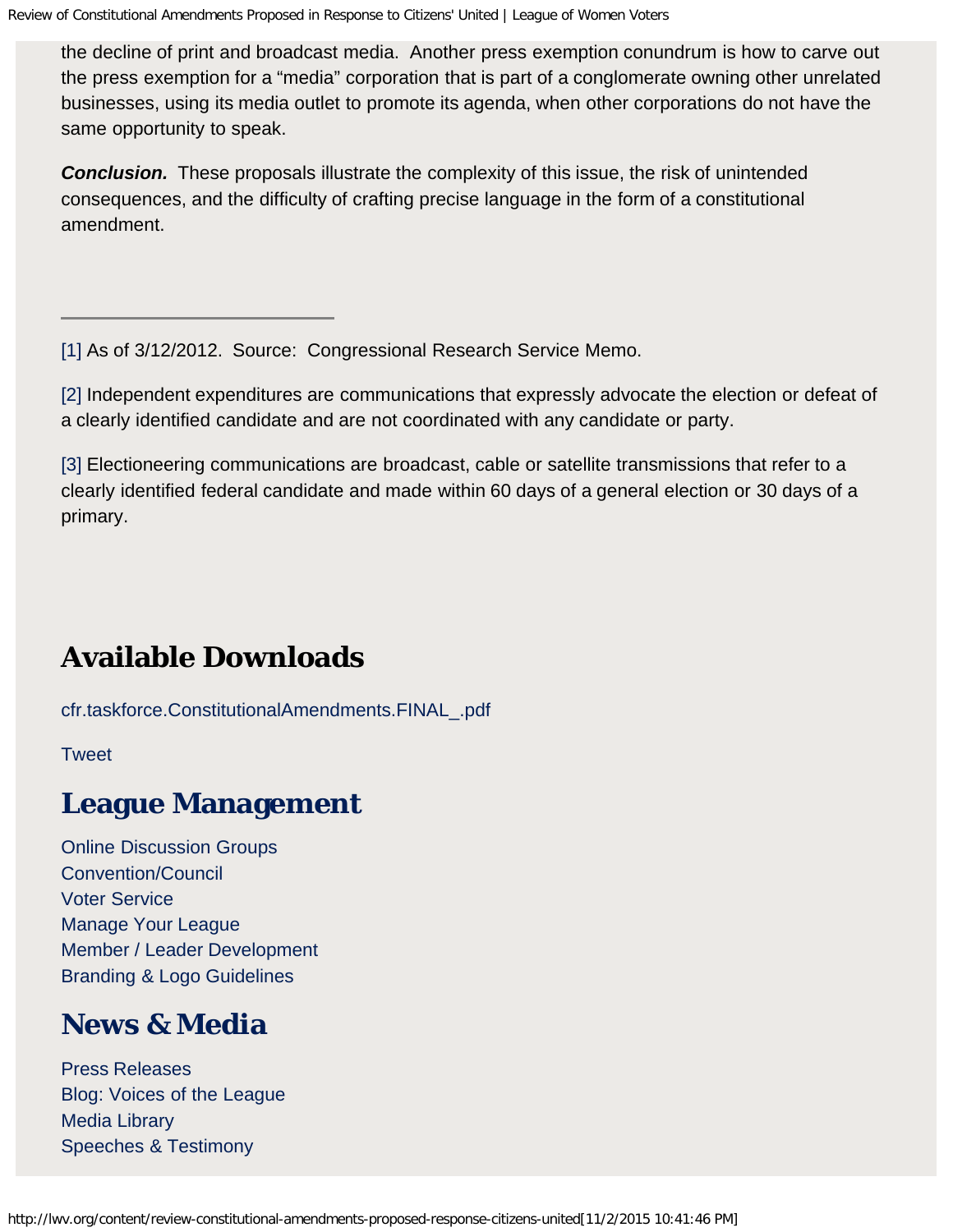the decline of print and broadcast media. Another press exemption conundrum is how to carve out the press exemption for a "media" corporation that is part of a conglomerate owning other unrelated businesses, using its media outlet to promote its agenda, when other corporations do not have the same opportunity to speak.

***Conclusion.*** These proposals illustrate the complexity of this issue, the risk of unintended consequences, and the difficulty of crafting precise language in the form of a constitutional amendment.

---

[1] As of 3/12/2012. Source: Congressional Research Service Memo.

[2] Independent expenditures are communications that expressly advocate the election or defeat of a clearly identified candidate and are not coordinated with any candidate or party.

[3] Electioneering communications are broadcast, cable or satellite transmissions that refer to a clearly identified federal candidate and made within 60 days of a general election or 30 days of a primary.

## Available Downloads

cfr.taskforce.ConstitutionalAmendments.FINAL_.pdf

Tweet

## League Management

Online Discussion Groups
Convention/Council
Voter Service
Manage Your League
Member / Leader Development
Branding & Logo Guidelines

## News & Media

Press Releases
Blog: Voices of the League
Media Library
Speeches & Testimony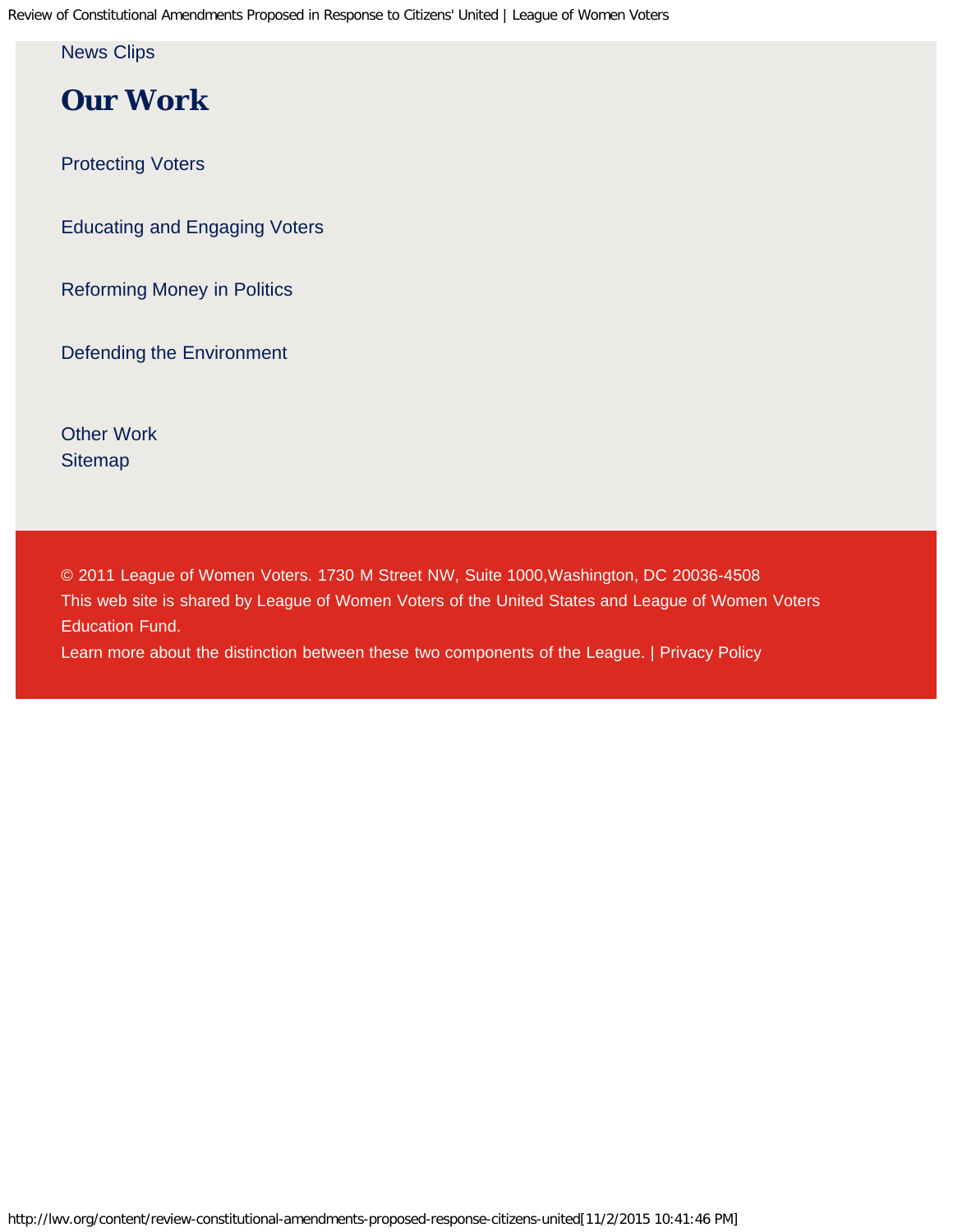News Clips

## Our Work

Protecting Voters

Educating and Engaging Voters

Reforming Money in Politics

Defending the Environment

Other Work
Sitemap

© 2011 League of Women Voters. 1730 M Street NW, Suite 1000,Washington, DC 20036-4508
This web site is shared by League of Women Voters of the United States and League of Women Voters Education Fund.
Learn more about the distinction between these two components of the League. | Privacy Policy